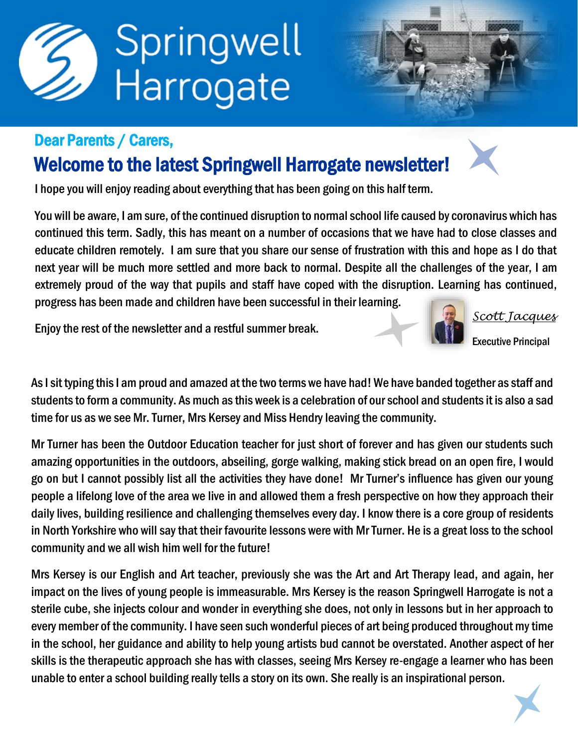# Springwell Harrogate

## Dear Parents / Carers,

## Welcome to the latest Springwell Harrogate newsletter!

I hope you will enjoy reading about everything that has been going on this half term.

You will be aware, I am sure, of the continued disruption to normal school life caused by coronavirus which has continued this term. Sadly, this has meant on a number of occasions that we have had to close classes and educate children remotely. I am sure that you share our sense of frustration with this and hope as I do that next year will be much more settled and more back to normal. Despite all the challenges of the year, I am extremely proud of the way that pupils and staff have coped with the disruption. Learning has continued, progress has been made and children have been successful in their learning.

Enjoy the rest of the newsletter and a restful summer break.

*Scott Jacques*

Executive Principal

As I sit typing this I am proud and amazed at the two terms we have had! We have banded together as staff and students to form a community. As much as this week is a celebration of our school and students it is also a sad time for us as we see Mr. Turner, Mrs Kersey and Miss Hendry leaving the community.

Mr Turner has been the Outdoor Education teacher for just short of forever and has given our students such amazing opportunities in the outdoors, abseiling, gorge walking, making stick bread on an open fire, I would go on but I cannot possibly list all the activities they have done! Mr Turner's influence has given our young people a lifelong love of the area we live in and allowed them a fresh perspective on how they approach their daily lives, building resilience and challenging themselves every day. I know there is a core group of residents in North Yorkshire who will say that their favourite lessons were with Mr Turner. He is a great loss to the school community and we all wish him well for the future!

Mrs Kersey is our English and Art teacher, previously she was the Art and Art Therapy lead, and again, her impact on the lives of young people is immeasurable. Mrs Kersey is the reason Springwell Harrogate is not a sterile cube, she injects colour and wonder in everything she does, not only in lessons but in her approach to every member of the community. I have seen such wonderful pieces of art being produced throughout my time in the school, her guidance and ability to help young artists bud cannot be overstated. Another aspect of her skills is the therapeutic approach she has with classes, seeing Mrs Kersey re-engage a learner who has been unable to enter a school building really tells a story on its own. She really is an inspirational person.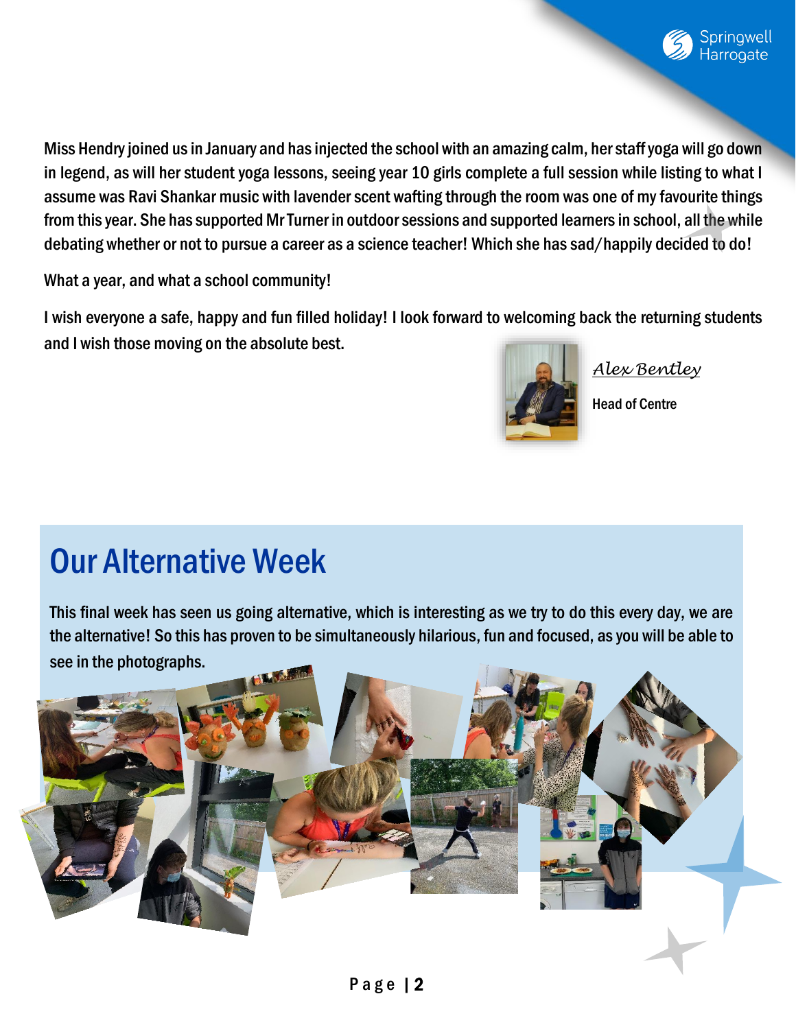Miss Hendry joined us in January and has injected the school with an amazing calm, her staff yoga will go down in legend, as will her student yoga lessons, seeing year 10 girls complete a full session while listing to what I assume was Ravi Shankar music with lavender scent wafting through the room was one of my favourite things from this year. She has supported Mr Turner in outdoor sessions and supported learners in school, all the while debating whether or not to pursue a career as a science teacher! Which she has sad/happily decided to do!

What a year, and what a school community!

I wish everyone a safe, happy and fun filled holiday! I look forward to welcoming back the returning students and I wish those moving on the absolute best.

*Alex Bentley*

Head of Centre

# Our Alternative Week

This final week has seen us going alternative, which is interesting as we try to do this every day, we are the alternative! So this has proven to be simultaneously hilarious, fun and focused, as you will be able to see in the photographs.